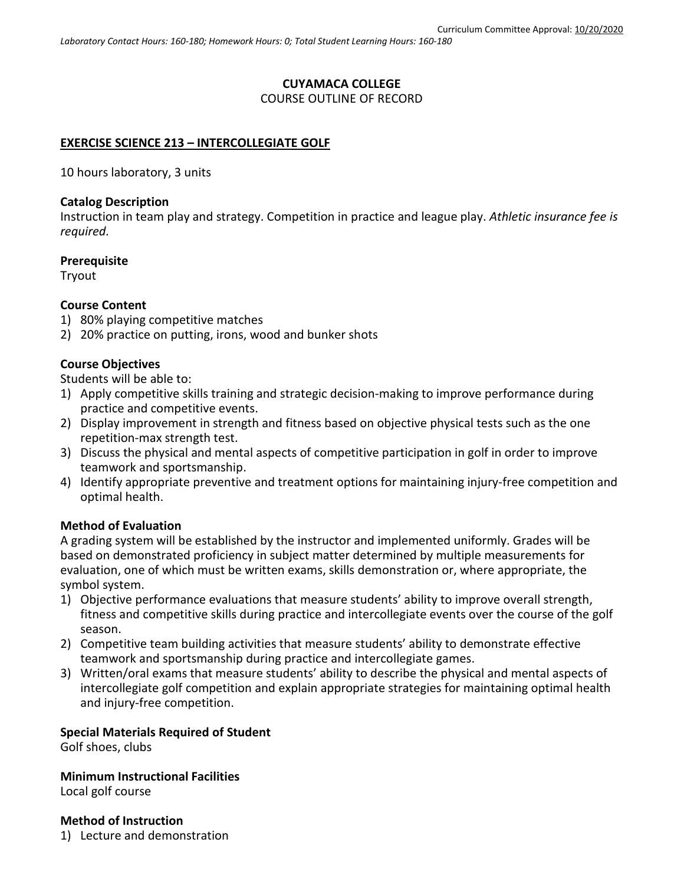Curriculum Committee Approval: 10/20/2020

*Laboratory Contact Hours: 160-180; Homework Hours: 0; Total Student Learning Hours: 160-180*

**CUYAMACA COLLEGE**
COURSE OUTLINE OF RECORD

## EXERCISE SCIENCE 213 – INTERCOLLEGIATE GOLF

10 hours laboratory, 3 units

### Catalog Description

Instruction in team play and strategy. Competition in practice and league play. *Athletic insurance fee is required.*

### Prerequisite

Tryout

### Course Content

1) 80% playing competitive matches
2) 20% practice on putting, irons, wood and bunker shots

### Course Objectives

Students will be able to:

1) Apply competitive skills training and strategic decision-making to improve performance during practice and competitive events.
2) Display improvement in strength and fitness based on objective physical tests such as the one repetition-max strength test.
3) Discuss the physical and mental aspects of competitive participation in golf in order to improve teamwork and sportsmanship.
4) Identify appropriate preventive and treatment options for maintaining injury-free competition and optimal health.

### Method of Evaluation

A grading system will be established by the instructor and implemented uniformly. Grades will be based on demonstrated proficiency in subject matter determined by multiple measurements for evaluation, one of which must be written exams, skills demonstration or, where appropriate, the symbol system.

1) Objective performance evaluations that measure students' ability to improve overall strength, fitness and competitive skills during practice and intercollegiate events over the course of the golf season.
2) Competitive team building activities that measure students' ability to demonstrate effective teamwork and sportsmanship during practice and intercollegiate games.
3) Written/oral exams that measure students' ability to describe the physical and mental aspects of intercollegiate golf competition and explain appropriate strategies for maintaining optimal health and injury-free competition.

### Special Materials Required of Student

Golf shoes, clubs

### Minimum Instructional Facilities

Local golf course

### Method of Instruction

1) Lecture and demonstration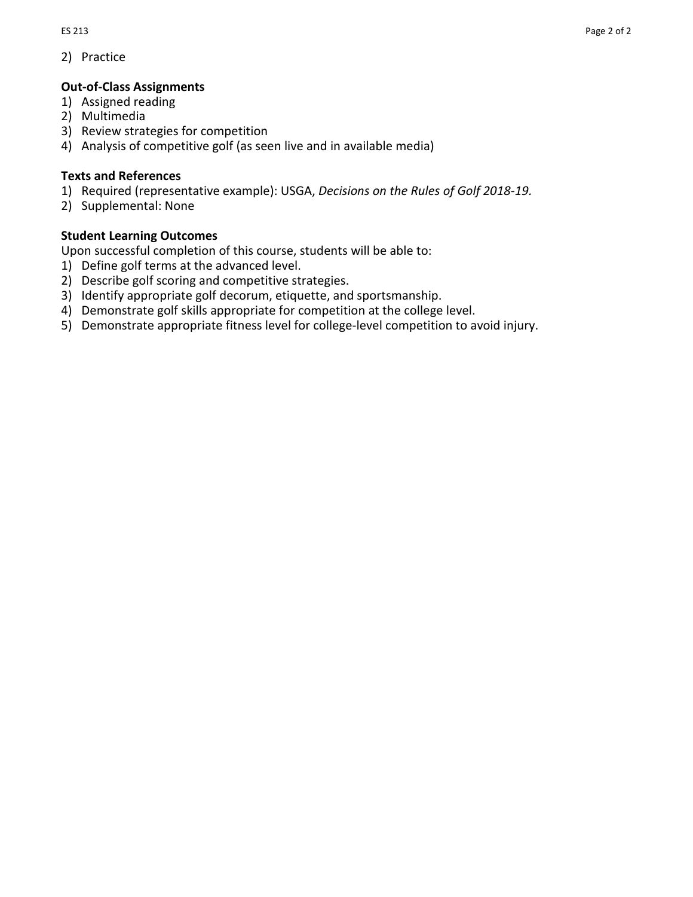2) Practice

**Out-of-Class Assignments**

1) Assigned reading
2) Multimedia
3) Review strategies for competition
4) Analysis of competitive golf (as seen live and in available media)

**Texts and References**

1) Required (representative example): USGA, *Decisions on the Rules of Golf 2018-19.*
2) Supplemental: None

**Student Learning Outcomes**

Upon successful completion of this course, students will be able to:

1) Define golf terms at the advanced level.
2) Describe golf scoring and competitive strategies.
3) Identify appropriate golf decorum, etiquette, and sportsmanship.
4) Demonstrate golf skills appropriate for competition at the college level.
5) Demonstrate appropriate fitness level for college-level competition to avoid injury.